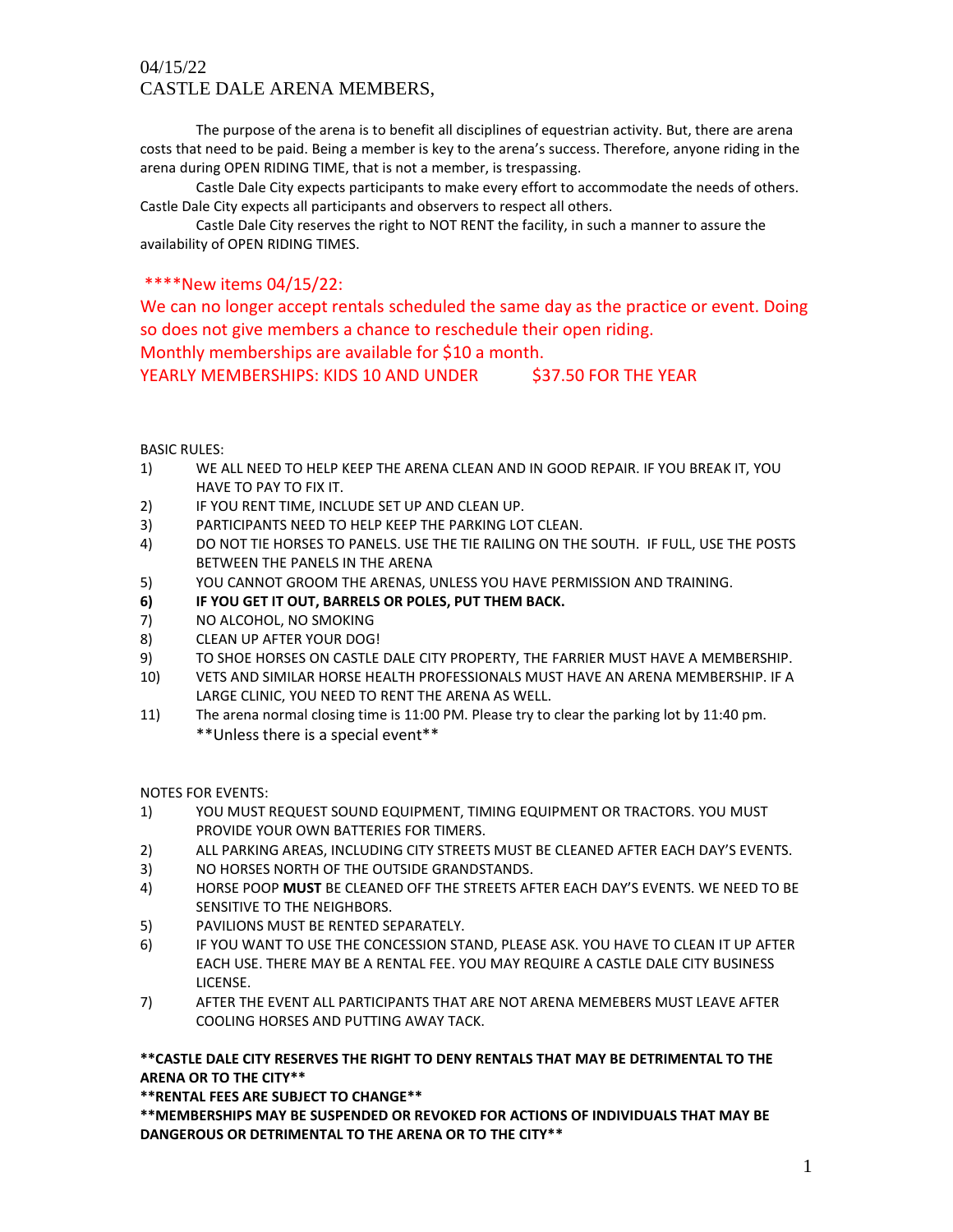04/15/22

CASTLE DALE ARENA MEMBERS,

The purpose of the arena is to benefit all disciplines of equestrian activity. But, there are arena costs that need to be paid. Being a member is key to the arena's success. Therefore, anyone riding in the arena during OPEN RIDING TIME, that is not a member, is trespassing.

Castle Dale City expects participants to make every effort to accommodate the needs of others. Castle Dale City expects all participants and observers to respect all others.

Castle Dale City reserves the right to NOT RENT the facility, in such a manner to assure the availability of OPEN RIDING TIMES.

****New items 04/15/22:

We can no longer accept rentals scheduled the same day as the practice or event. Doing so does not give members a chance to reschedule their open riding.

Monthly memberships are available for $10 a month.

YEARLY MEMBERSHIPS: KIDS 10 AND UNDER $37.50 FOR THE YEAR

BASIC RULES:

1) WE ALL NEED TO HELP KEEP THE ARENA CLEAN AND IN GOOD REPAIR. IF YOU BREAK IT, YOU HAVE TO PAY TO FIX IT.
2) IF YOU RENT TIME, INCLUDE SET UP AND CLEAN UP.
3) PARTICIPANTS NEED TO HELP KEEP THE PARKING LOT CLEAN.
4) DO NOT TIE HORSES TO PANELS. USE THE TIE RAILING ON THE SOUTH. IF FULL, USE THE POSTS BETWEEN THE PANELS IN THE ARENA
5) YOU CANNOT GROOM THE ARENAS, UNLESS YOU HAVE PERMISSION AND TRAINING.
6) **IF YOU GET IT OUT, BARRELS OR POLES, PUT THEM BACK.**
7) NO ALCOHOL, NO SMOKING
8) CLEAN UP AFTER YOUR DOG!
9) TO SHOE HORSES ON CASTLE DALE CITY PROPERTY, THE FARRIER MUST HAVE A MEMBERSHIP.
10) VETS AND SIMILAR HORSE HEALTH PROFESSIONALS MUST HAVE AN ARENA MEMBERSHIP. IF A LARGE CLINIC, YOU NEED TO RENT THE ARENA AS WELL.
11) The arena normal closing time is 11:00 PM. Please try to clear the parking lot by 11:40 pm. **Unless there is a special event**

NOTES FOR EVENTS:

1) YOU MUST REQUEST SOUND EQUIPMENT, TIMING EQUIPMENT OR TRACTORS. YOU MUST PROVIDE YOUR OWN BATTERIES FOR TIMERS.
2) ALL PARKING AREAS, INCLUDING CITY STREETS MUST BE CLEANED AFTER EACH DAY'S EVENTS.
3) NO HORSES NORTH OF THE OUTSIDE GRANDSTANDS.
4) HORSE POOP **MUST** BE CLEANED OFF THE STREETS AFTER EACH DAY'S EVENTS. WE NEED TO BE SENSITIVE TO THE NEIGHBORS.
5) PAVILIONS MUST BE RENTED SEPARATELY.
6) IF YOU WANT TO USE THE CONCESSION STAND, PLEASE ASK. YOU HAVE TO CLEAN IT UP AFTER EACH USE. THERE MAY BE A RENTAL FEE. YOU MAY REQUIRE A CASTLE DALE CITY BUSINESS LICENSE.
7) AFTER THE EVENT ALL PARTICIPANTS THAT ARE NOT ARENA MEMEBERS MUST LEAVE AFTER COOLING HORSES AND PUTTING AWAY TACK.

****CASTLE DALE CITY RESERVES THE RIGHT TO DENY RENTALS THAT MAY BE DETRIMENTAL TO THE ARENA OR TO THE CITY****

****RENTAL FEES ARE SUBJECT TO CHANGE****

****MEMBERSHIPS MAY BE SUSPENDED OR REVOKED FOR ACTIONS OF INDIVIDUALS THAT MAY BE DANGEROUS OR DETRIMENTAL TO THE ARENA OR TO THE CITY****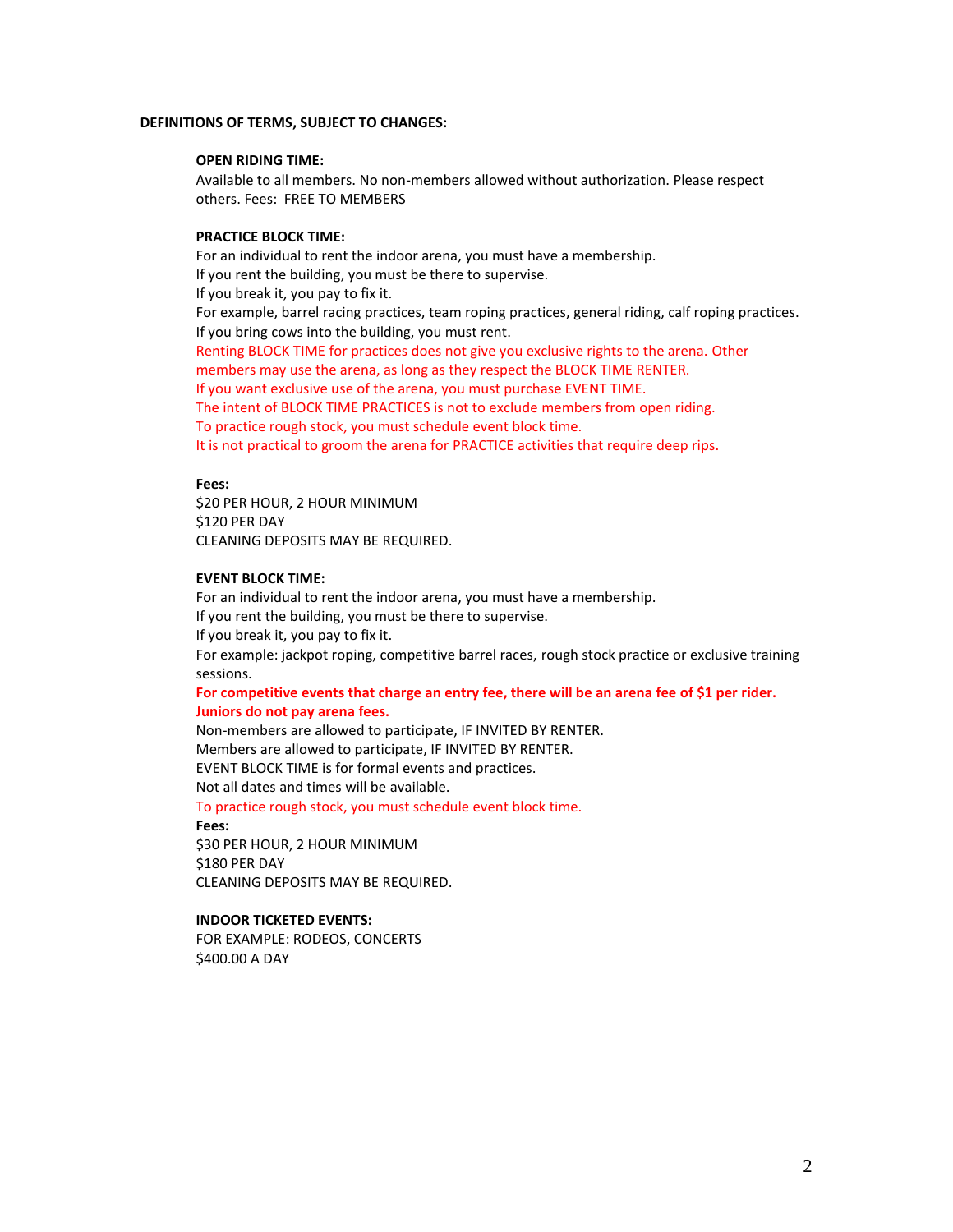**DEFINITIONS OF TERMS, SUBJECT TO CHANGES:**

**OPEN RIDING TIME:**

Available to all members. No non-members allowed without authorization. Please respect others. Fees: FREE TO MEMBERS

**PRACTICE BLOCK TIME:**

For an individual to rent the indoor arena, you must have a membership.
If you rent the building, you must be there to supervise.
If you break it, you pay to fix it.
For example, barrel racing practices, team roping practices, general riding, calf roping practices.
If you bring cows into the building, you must rent.
Renting BLOCK TIME for practices does not give you exclusive rights to the arena. Other members may use the arena, as long as they respect the BLOCK TIME RENTER.
If you want exclusive use of the arena, you must purchase EVENT TIME.
The intent of BLOCK TIME PRACTICES is not to exclude members from open riding.
To practice rough stock, you must schedule event block time.
It is not practical to groom the arena for PRACTICE activities that require deep rips.

**Fees:**

$20 PER HOUR, 2 HOUR MINIMUM
$120 PER DAY
CLEANING DEPOSITS MAY BE REQUIRED.

**EVENT BLOCK TIME:**

For an individual to rent the indoor arena, you must have a membership.
If you rent the building, you must be there to supervise.
If you break it, you pay to fix it.
For example: jackpot roping, competitive barrel races, rough stock practice or exclusive training sessions.
**For competitive events that charge an entry fee, there will be an arena fee of $1 per rider. Juniors do not pay arena fees.**
Non-members are allowed to participate, IF INVITED BY RENTER.
Members are allowed to participate, IF INVITED BY RENTER.
EVENT BLOCK TIME is for formal events and practices.
Not all dates and times will be available.
To practice rough stock, you must schedule event block time.

**Fees:**

$30 PER HOUR, 2 HOUR MINIMUM
$180 PER DAY
CLEANING DEPOSITS MAY BE REQUIRED.

**INDOOR TICKETED EVENTS:**

FOR EXAMPLE: RODEOS, CONCERTS
$400.00 A DAY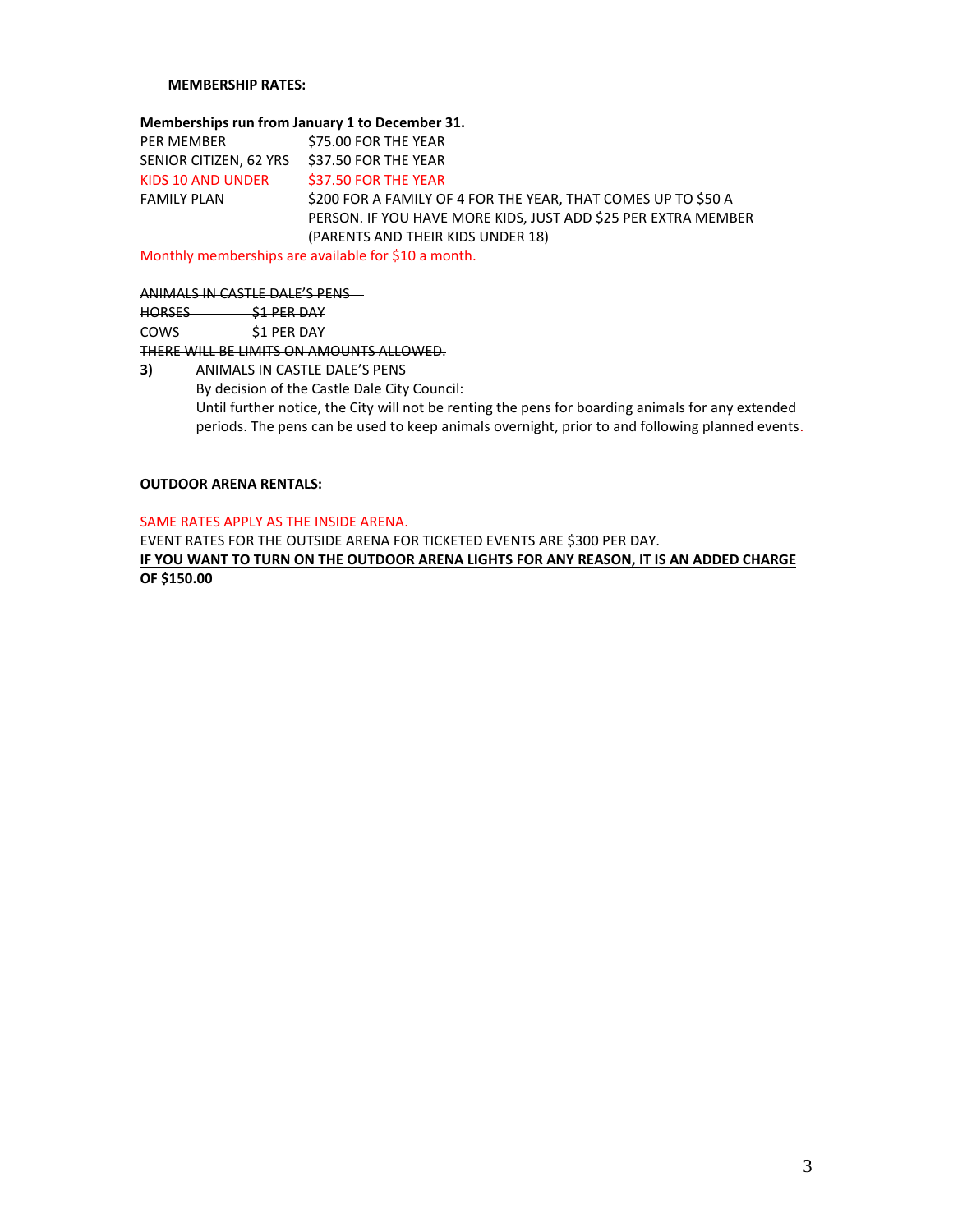**MEMBERSHIP RATES:**

**Memberships run from January 1 to December 31.**

| | |
|---|---|
| PER MEMBER | $75.00 FOR THE YEAR |
| SENIOR CITIZEN, 62 YRS | $37.50 FOR THE YEAR |
| KIDS 10 AND UNDER | $37.50 FOR THE YEAR |
| FAMILY PLAN | $200 FOR A FAMILY OF 4 FOR THE YEAR, THAT COMES UP TO $50 A PERSON. IF YOU HAVE MORE KIDS, JUST ADD $25 PER EXTRA MEMBER (PARENTS AND THEIR KIDS UNDER 18) |

Monthly memberships are available for $10 a month.

~~ANIMALS IN CASTLE DALE'S PENS~~

~~HORSES $1 PER DAY~~

~~COWS $1 PER DAY~~

~~THERE WILL BE LIMITS ON AMOUNTS ALLOWED.~~

**3)** ANIMALS IN CASTLE DALE'S PENS

By decision of the Castle Dale City Council:

Until further notice, the City will not be renting the pens for boarding animals for any extended periods. The pens can be used to keep animals overnight, prior to and following planned events.

**OUTDOOR ARENA RENTALS:**

SAME RATES APPLY AS THE INSIDE ARENA.

EVENT RATES FOR THE OUTSIDE ARENA FOR TICKETED EVENTS ARE $300 PER DAY.

**IF YOU WANT TO TURN ON THE OUTDOOR ARENA LIGHTS FOR ANY REASON, IT IS AN ADDED CHARGE OF $150.00**